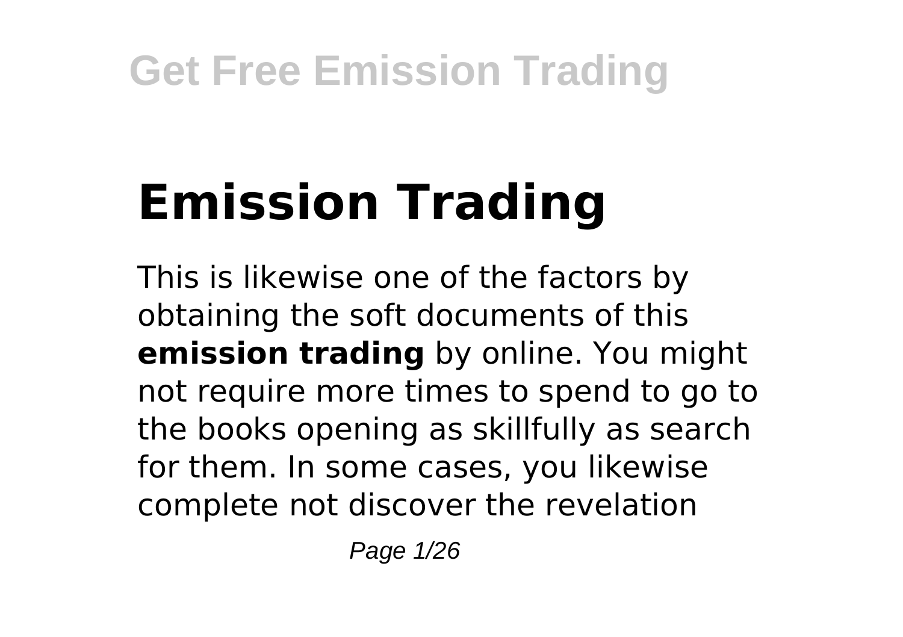# Emission Trading

This is likewise one of the factors by obtaining the soft documents of this **emission trading** by online. You might not require more times to spend to go to the books opening as skillfully as search for them. In some cases, you likewise complete not discover the revelation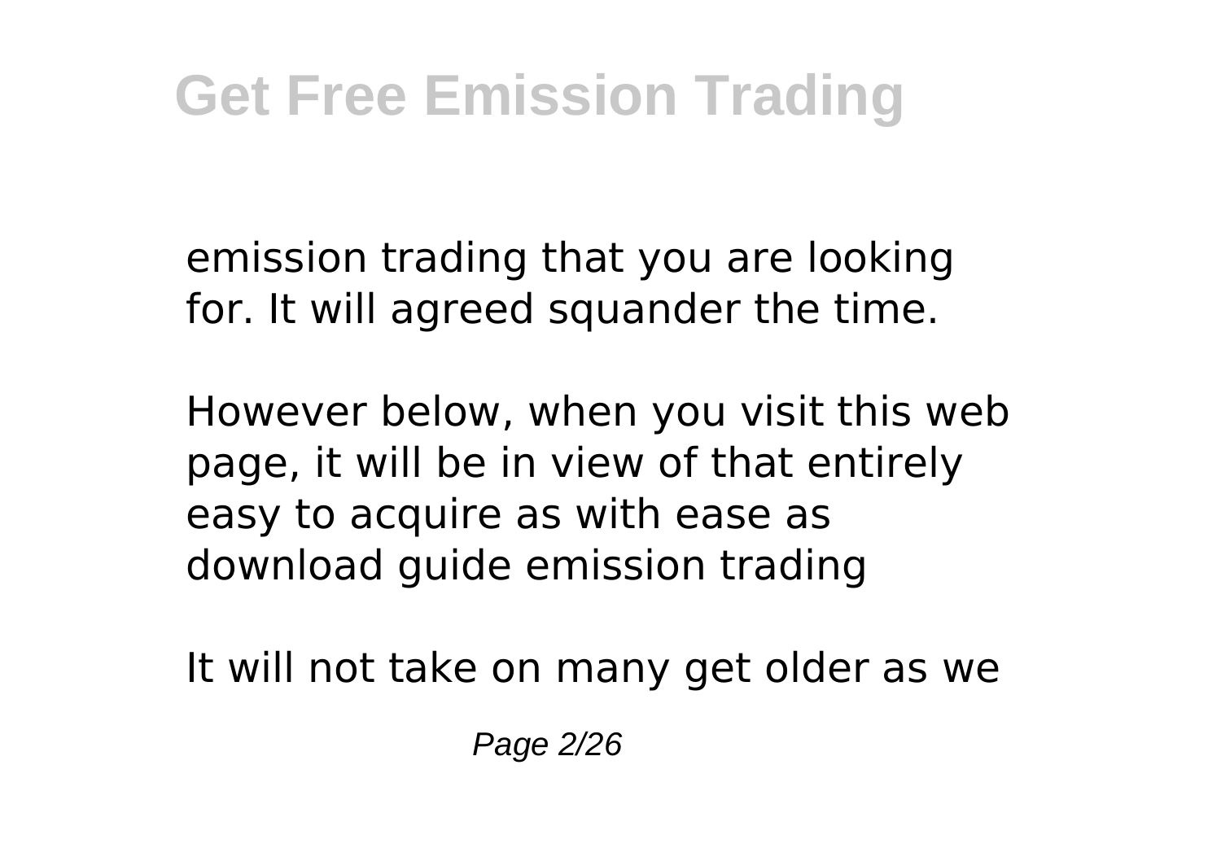emission trading that you are looking for. It will agreed squander the time.

However below, when you visit this web page, it will be in view of that entirely easy to acquire as with ease as download guide emission trading

It will not take on many get older as we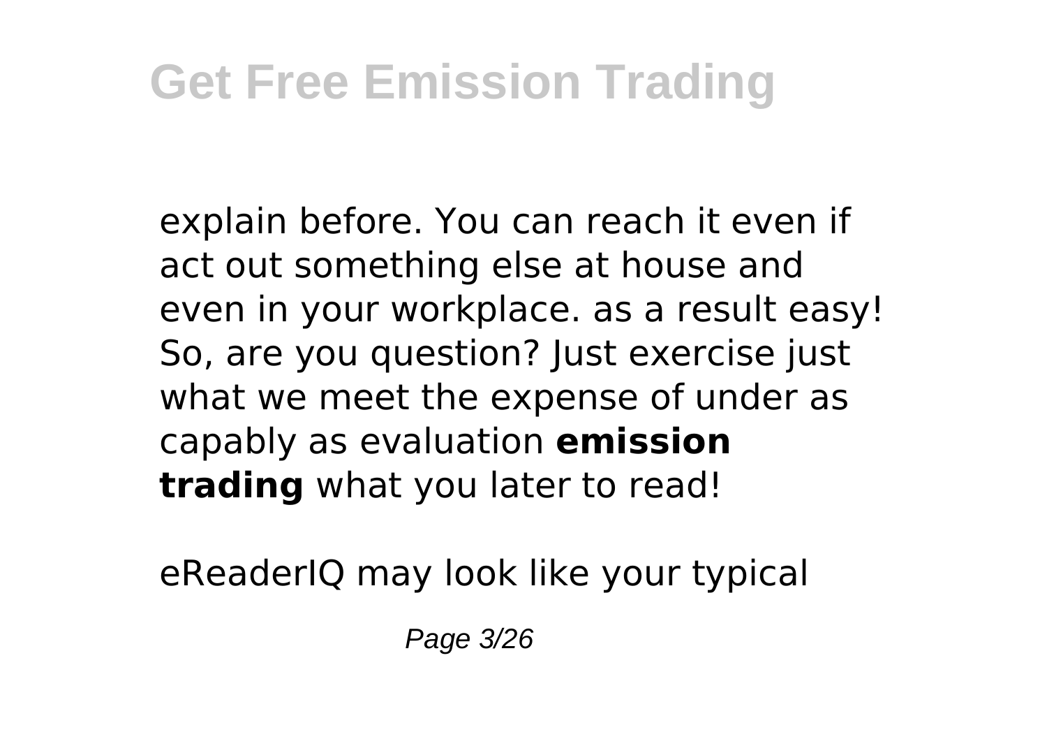explain before. You can reach it even if act out something else at house and even in your workplace. as a result easy! So, are you question? Just exercise just what we meet the expense of under as capably as evaluation **emission trading** what you later to read!

eReaderIQ may look like your typical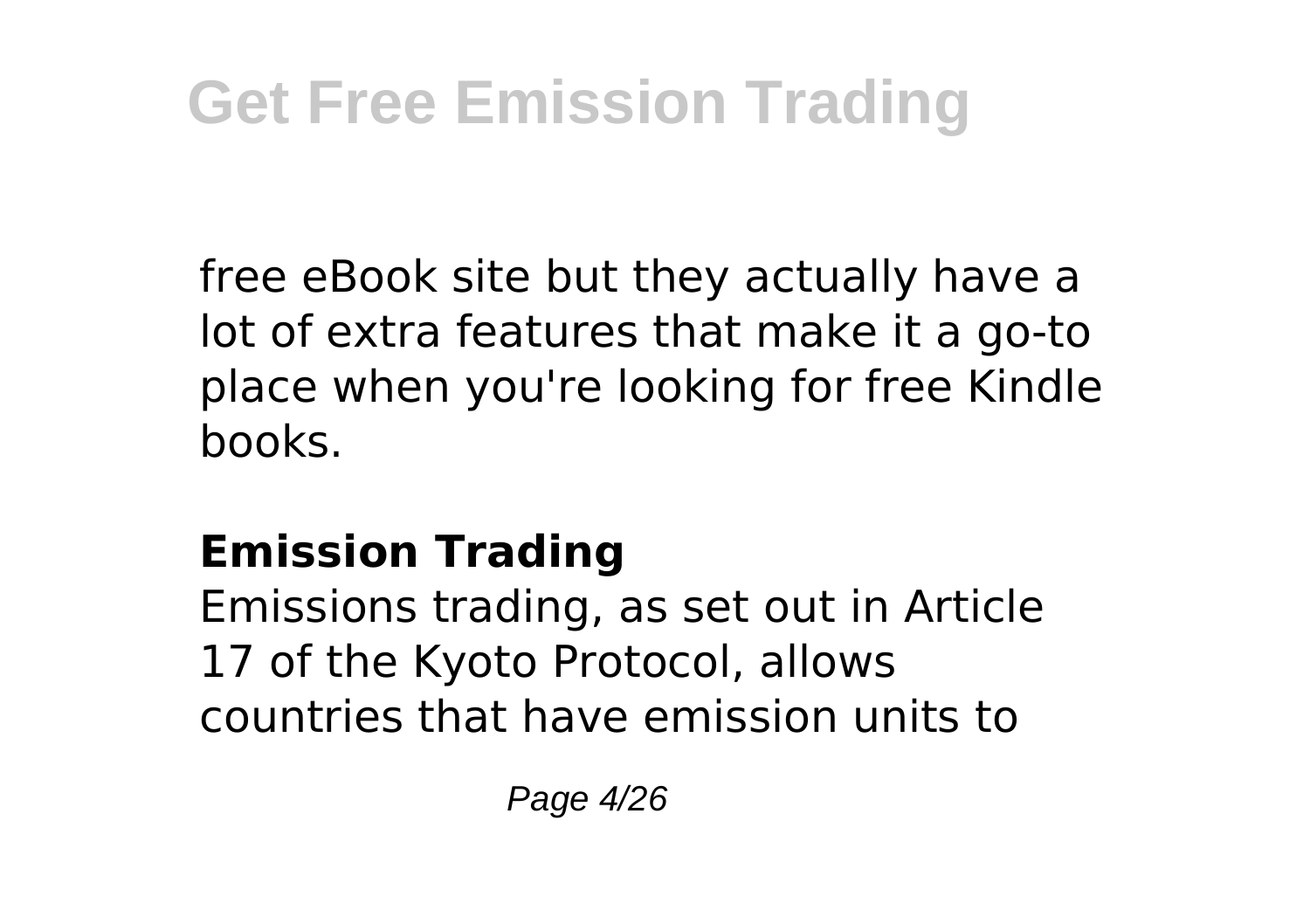free eBook site but they actually have a lot of extra features that make it a go-to place when you're looking for free Kindle books.

## Emission Trading

Emissions trading, as set out in Article 17 of the Kyoto Protocol, allows countries that have emission units to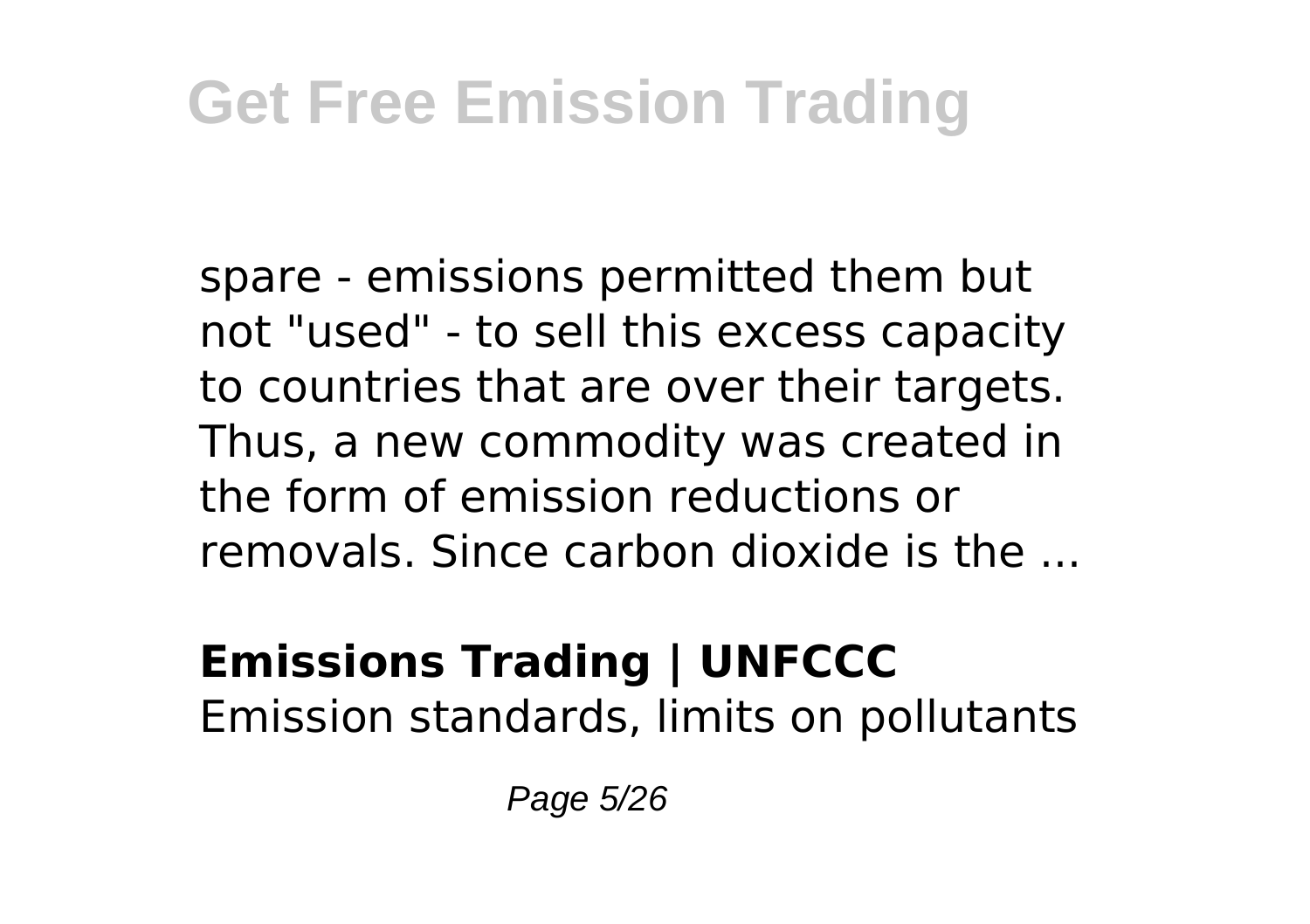spare - emissions permitted them but not "used" - to sell this excess capacity to countries that are over their targets. Thus, a new commodity was created in the form of emission reductions or removals. Since carbon dioxide is the ...

**Emissions Trading | UNFCCC**

Emission standards, limits on pollutants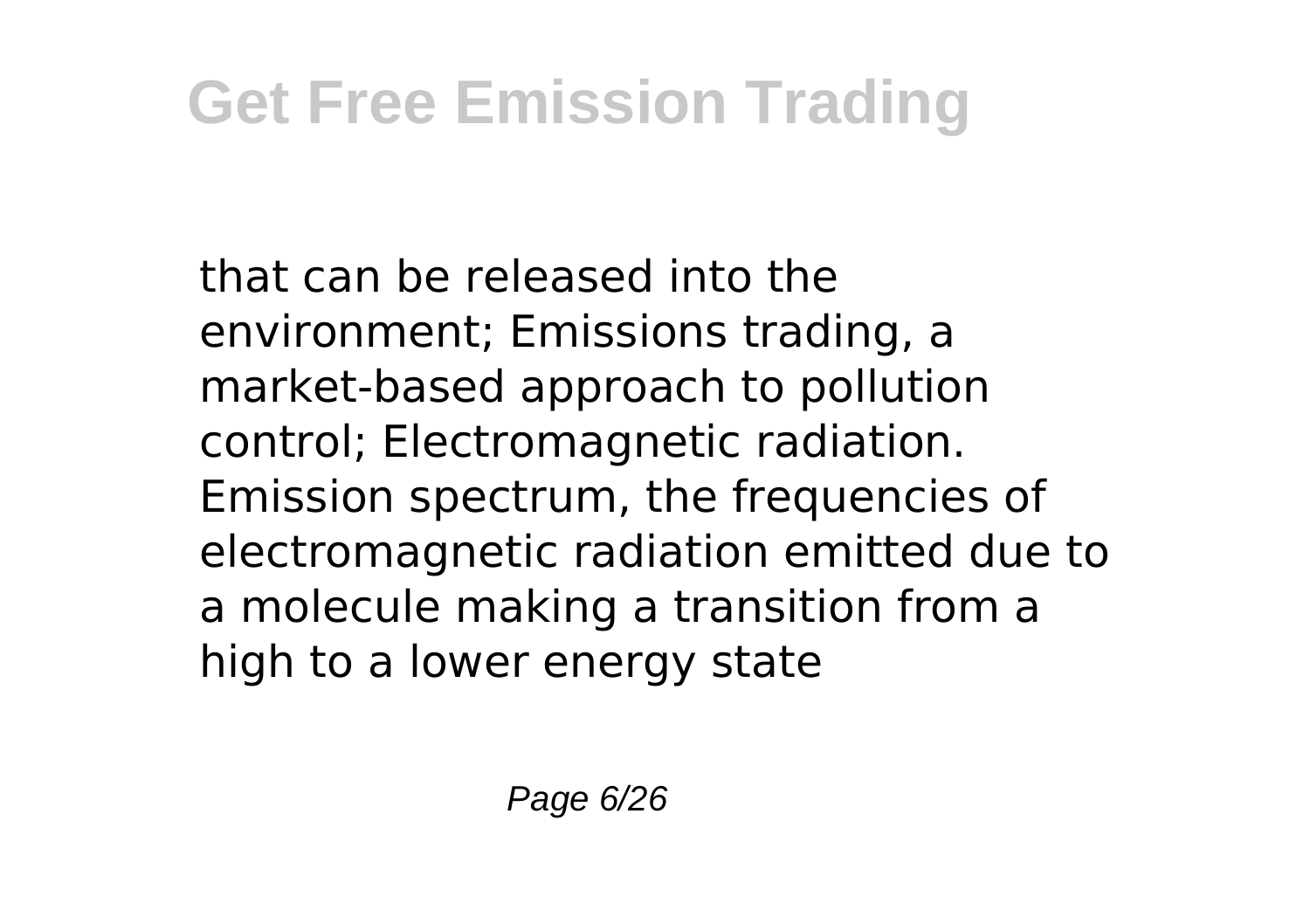that can be released into the environment; Emissions trading, a market-based approach to pollution control; Electromagnetic radiation. Emission spectrum, the frequencies of electromagnetic radiation emitted due to a molecule making a transition from a high to a lower energy state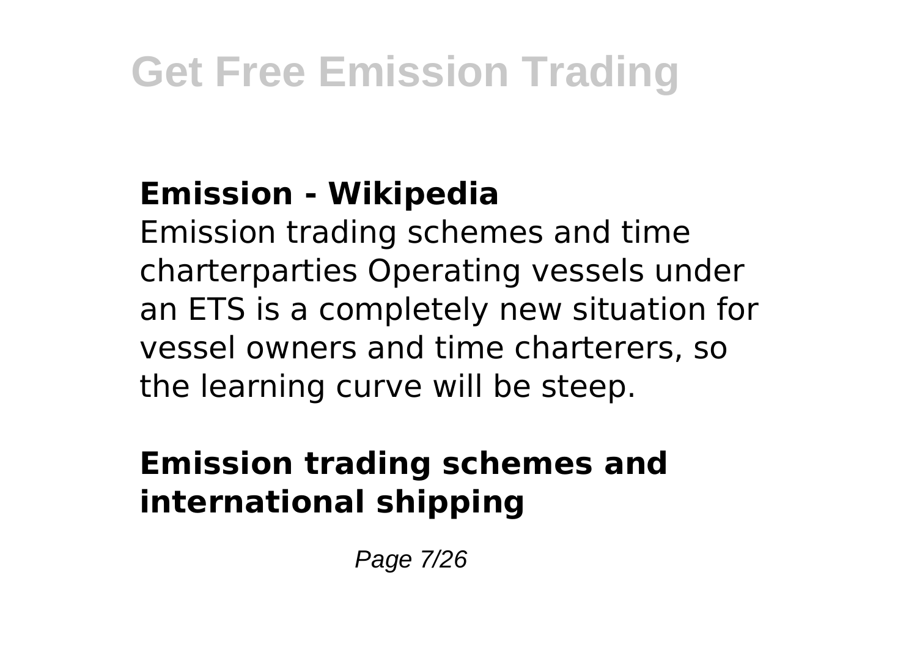### Emission - Wikipedia

Emission trading schemes and time charterparties Operating vessels under an ETS is a completely new situation for vessel owners and time charterers, so the learning curve will be steep.

### Emission trading schemes and international shipping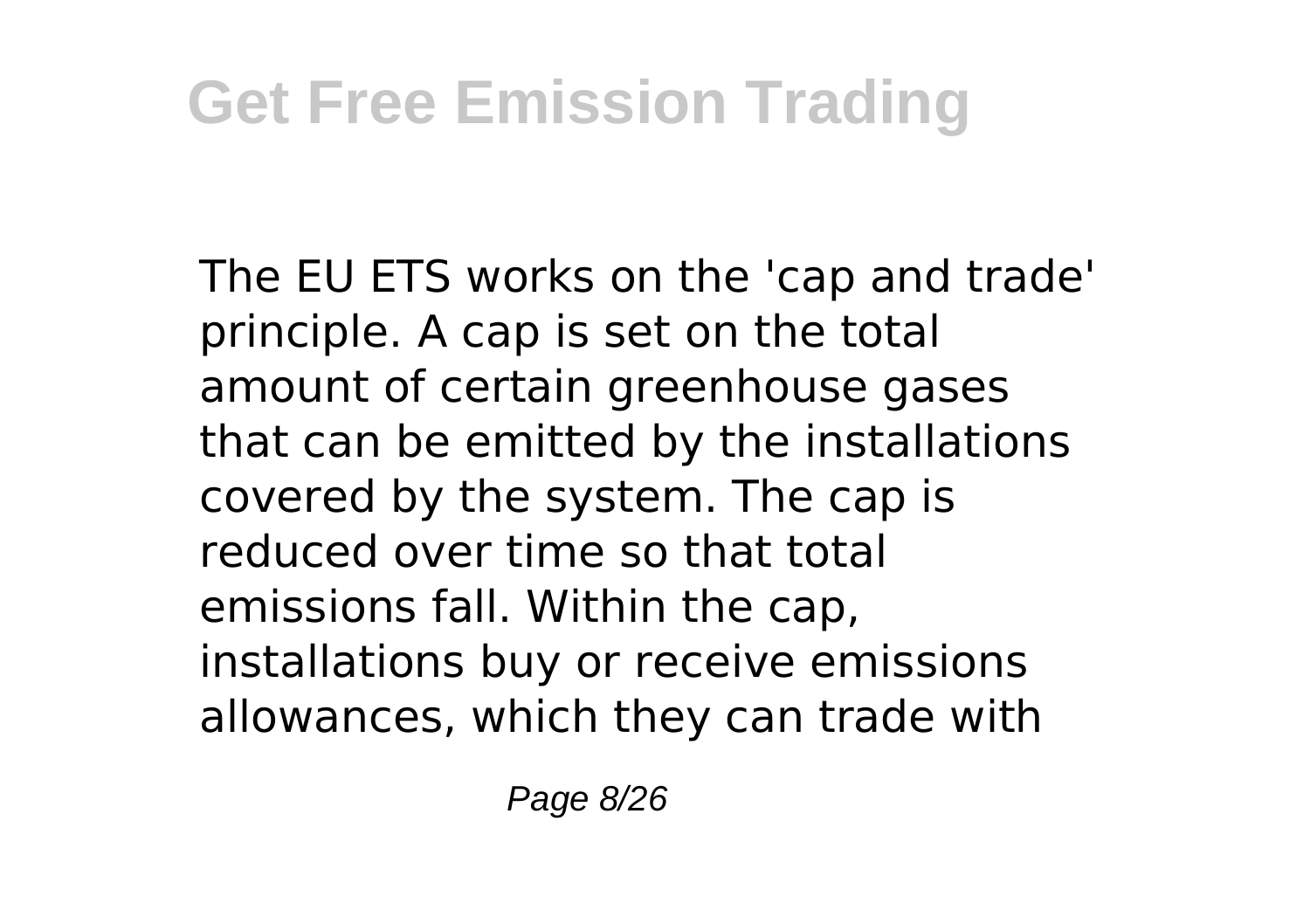The EU ETS works on the 'cap and trade' principle. A cap is set on the total amount of certain greenhouse gases that can be emitted by the installations covered by the system. The cap is reduced over time so that total emissions fall. Within the cap, installations buy or receive emissions allowances, which they can trade with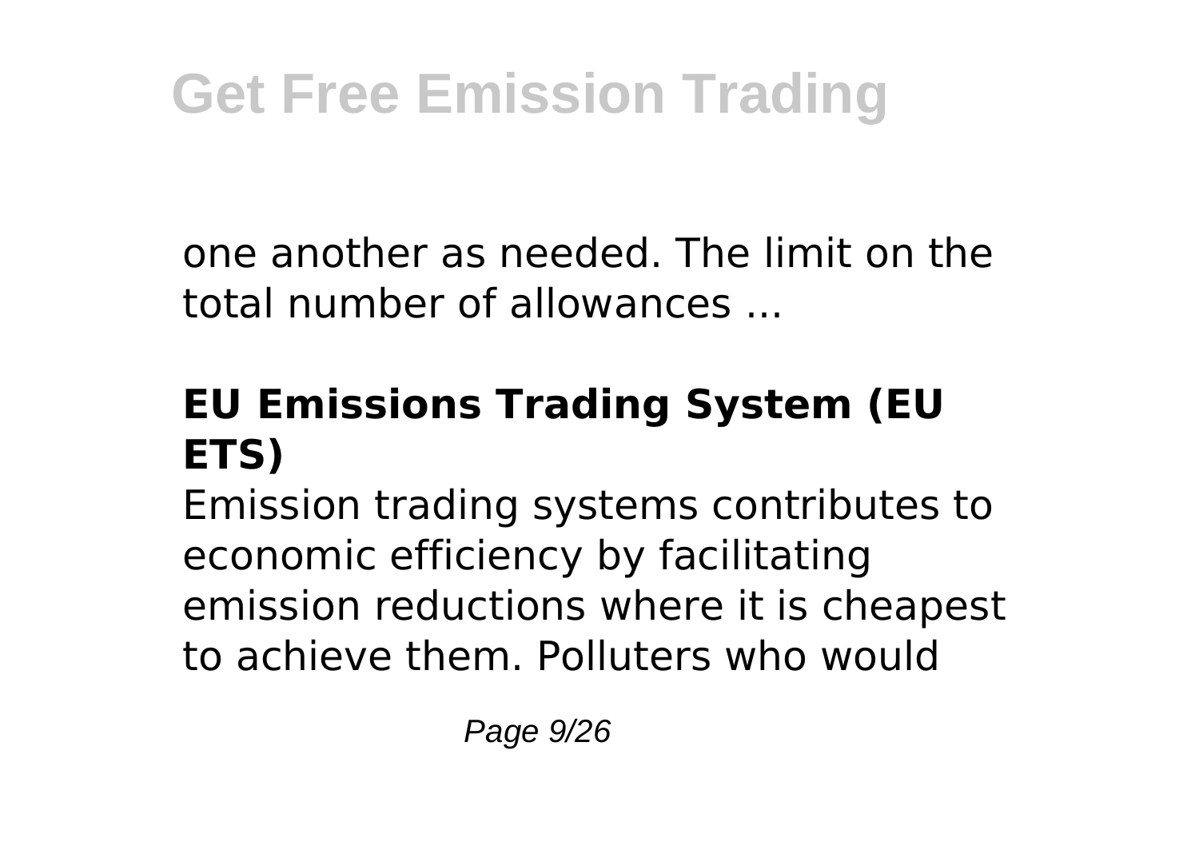one another as needed. The limit on the total number of allowances ...

### EU Emissions Trading System (EU ETS)

Emission trading systems contributes to economic efficiency by facilitating emission reductions where it is cheapest to achieve them. Polluters who would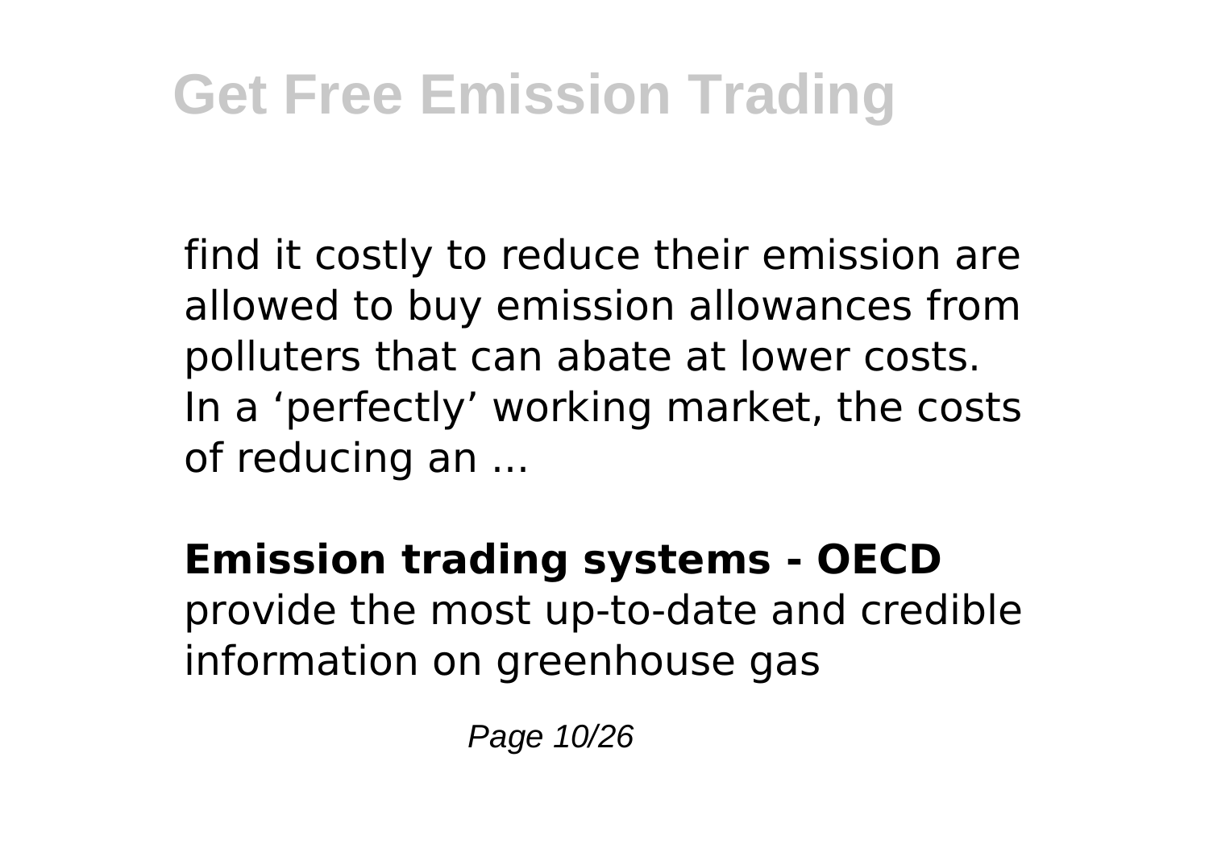find it costly to reduce their emission are allowed to buy emission allowances from polluters that can abate at lower costs. In a ‘perfectly’ working market, the costs of reducing an ...

**Emission trading systems - OECD**
provide the most up-to-date and credible information on greenhouse gas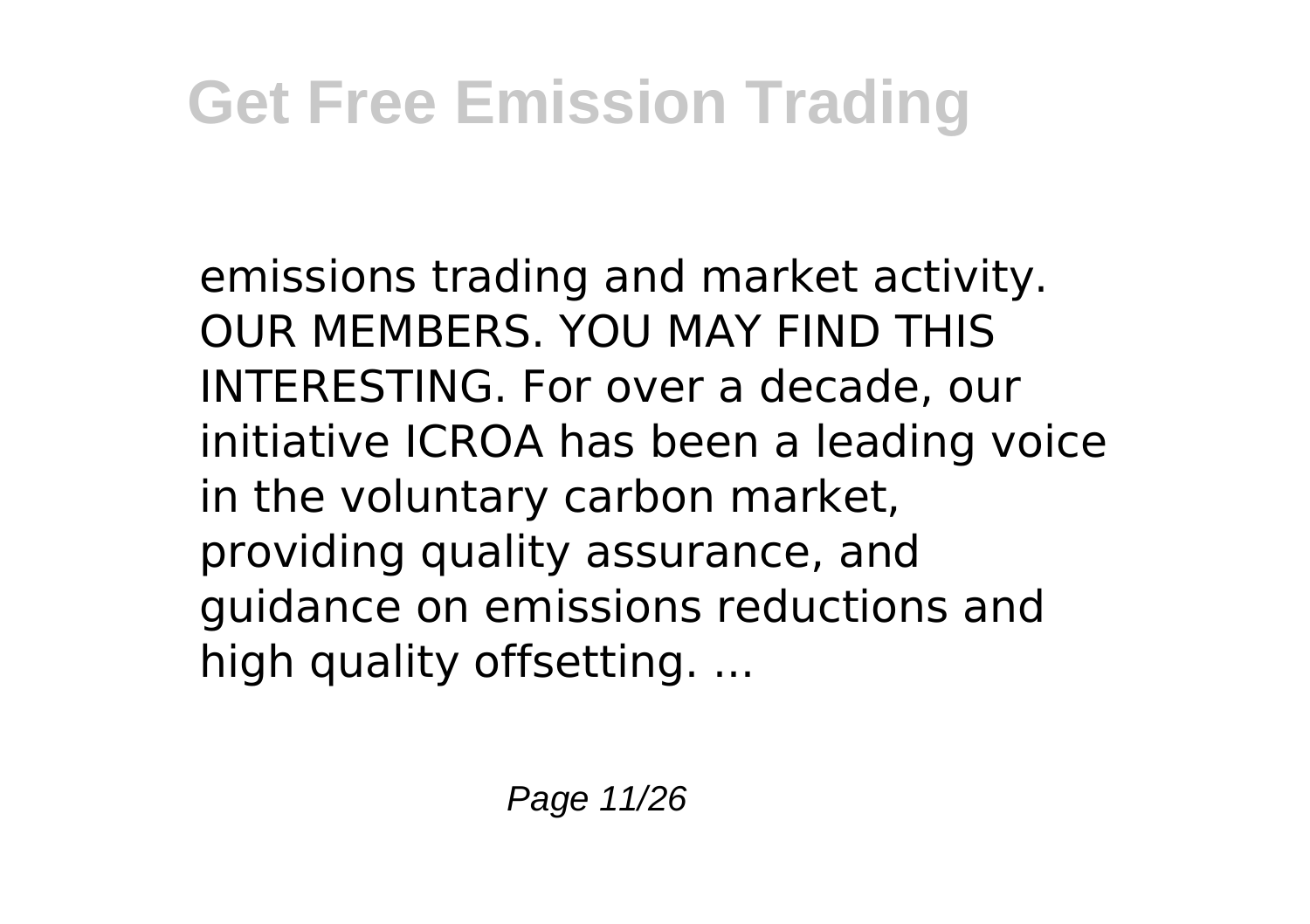emissions trading and market activity. OUR MEMBERS. YOU MAY FIND THIS INTERESTING. For over a decade, our initiative ICROA has been a leading voice in the voluntary carbon market, providing quality assurance, and guidance on emissions reductions and high quality offsetting. ...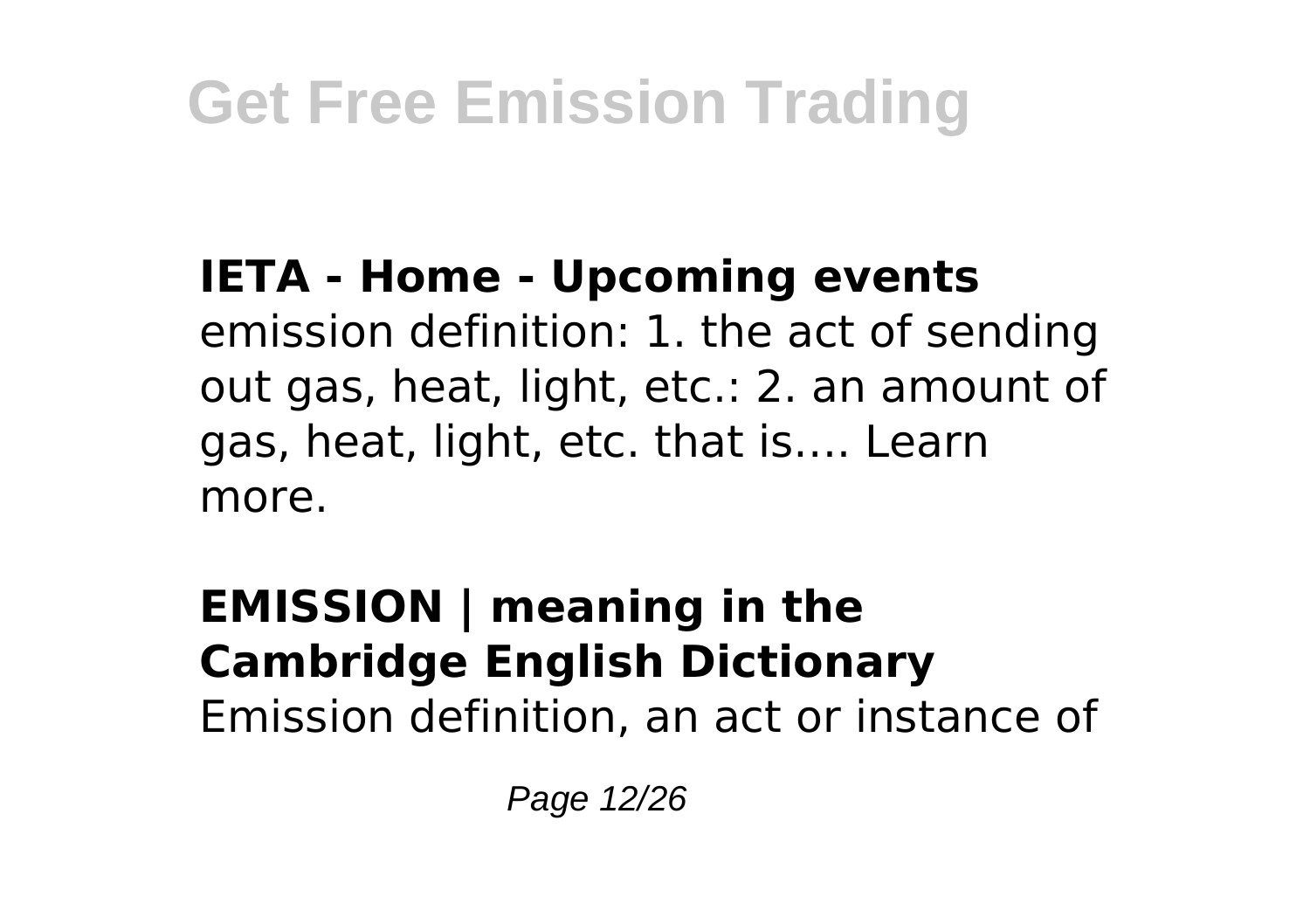**IETA - Home - Upcoming events**
emission definition: 1. the act of sending out gas, heat, light, etc.: 2. an amount of gas, heat, light, etc. that is…. Learn more.

**EMISSION | meaning in the Cambridge English Dictionary**
Emission definition, an act or instance of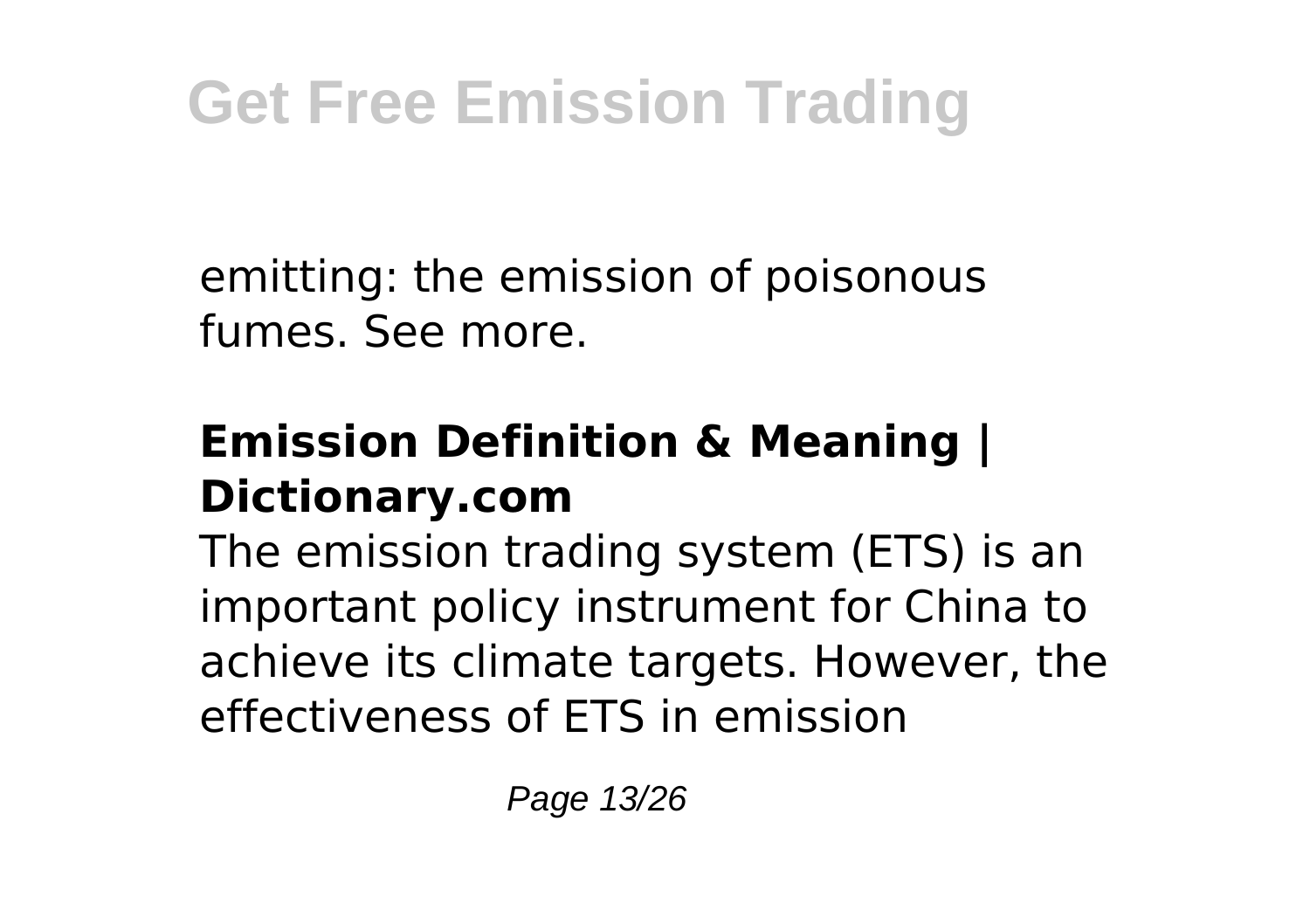emitting: the emission of poisonous fumes. See more.

### Emission Definition & Meaning | Dictionary.com

The emission trading system (ETS) is an important policy instrument for China to achieve its climate targets. However, the effectiveness of ETS in emission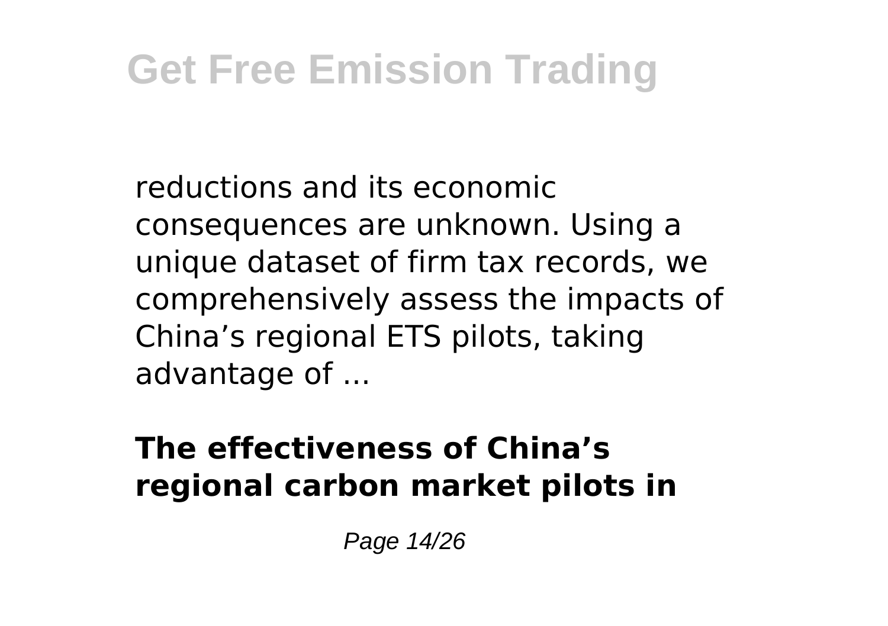reductions and its economic consequences are unknown. Using a unique dataset of firm tax records, we comprehensively assess the impacts of China’s regional ETS pilots, taking advantage of ...

**The effectiveness of China’s regional carbon market pilots in**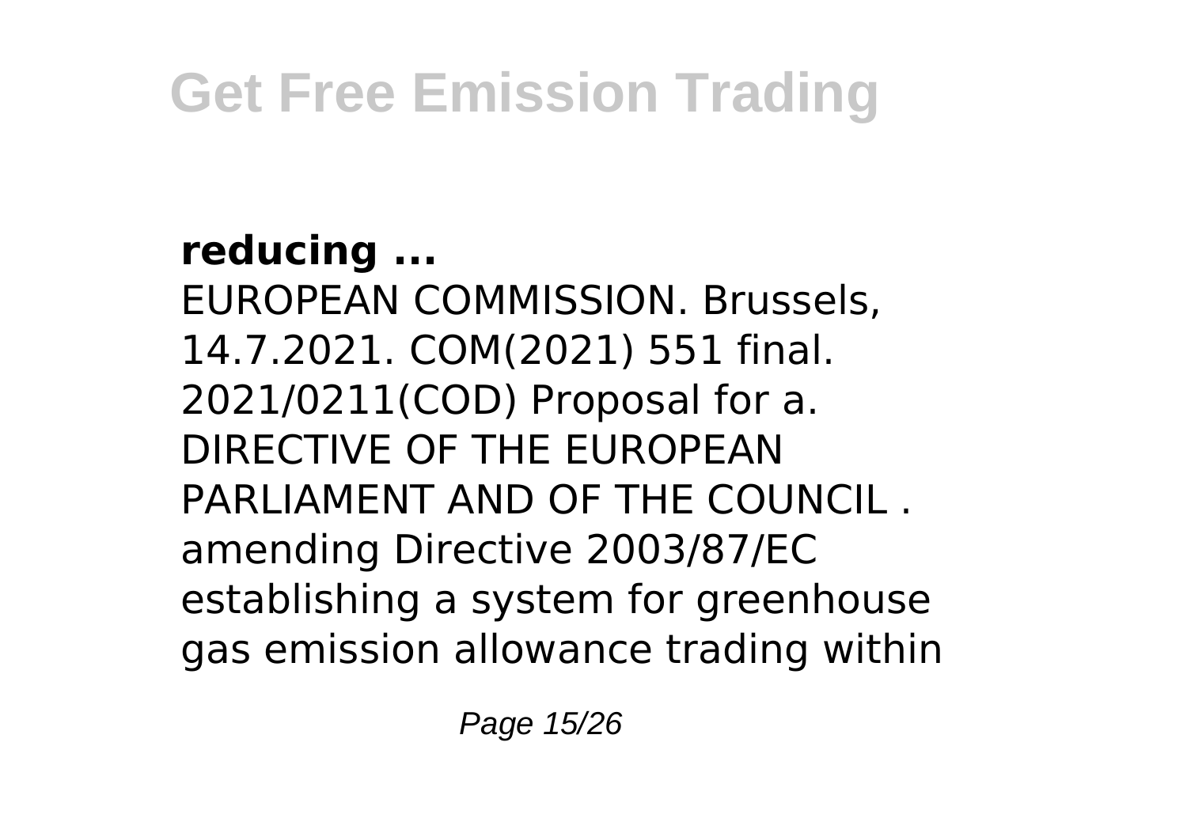**reducing ...**
EUROPEAN COMMISSION. Brussels, 14.7.2021. COM(2021) 551 final. 2021/0211(COD) Proposal for a. DIRECTIVE OF THE EUROPEAN PARLIAMENT AND OF THE COUNCIL . amending Directive 2003/87/EC establishing a system for greenhouse gas emission allowance trading within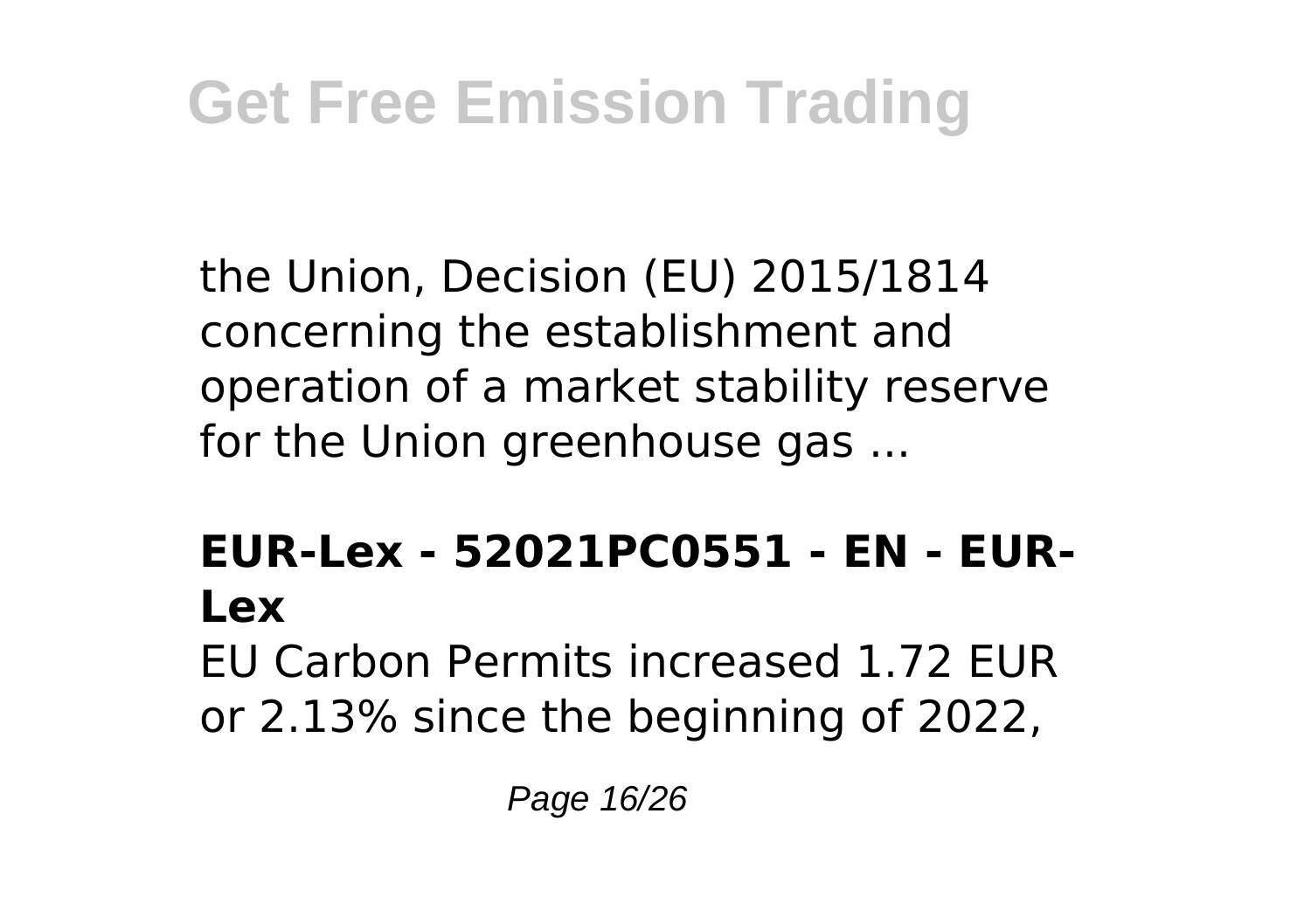the Union, Decision (EU) 2015/1814 concerning the establishment and operation of a market stability reserve for the Union greenhouse gas ...

**EUR-Lex - 52021PC0551 - EN - EUR-Lex**

EU Carbon Permits increased 1.72 EUR or 2.13% since the beginning of 2022,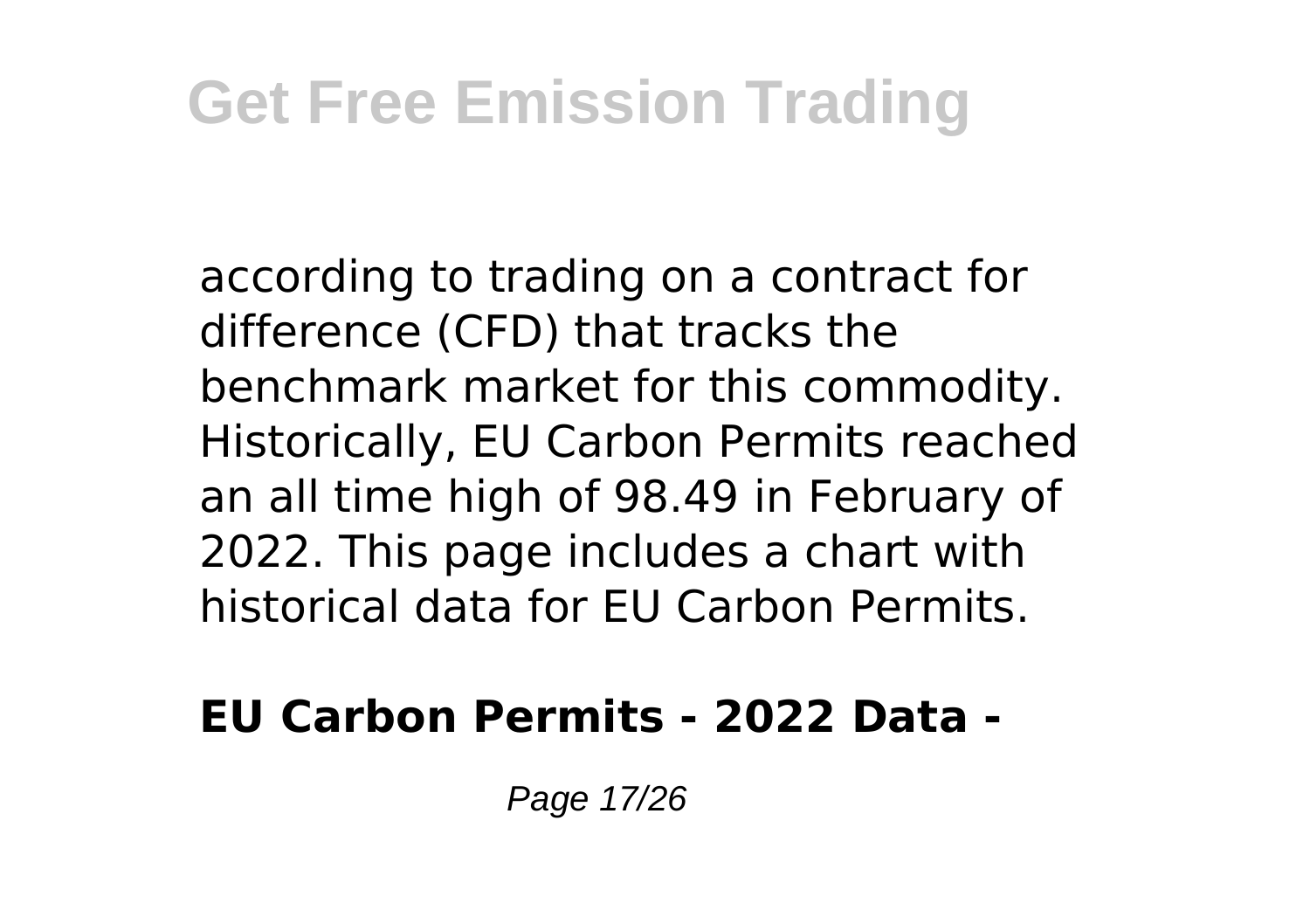according to trading on a contract for difference (CFD) that tracks the benchmark market for this commodity. Historically, EU Carbon Permits reached an all time high of 98.49 in February of 2022. This page includes a chart with historical data for EU Carbon Permits.

**EU Carbon Permits - 2022 Data -**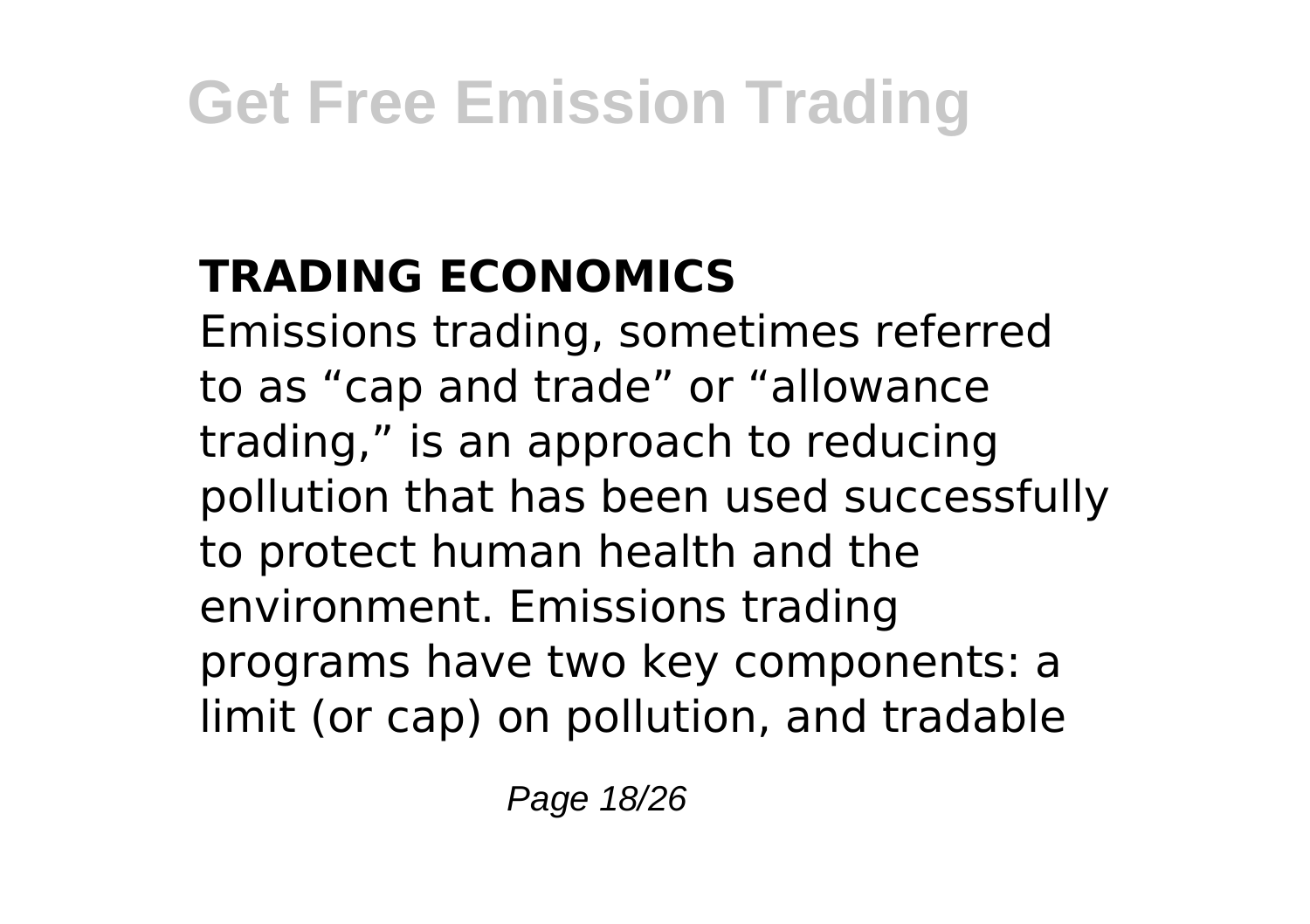## TRADING ECONOMICS

Emissions trading, sometimes referred to as "cap and trade" or "allowance trading," is an approach to reducing pollution that has been used successfully to protect human health and the environment. Emissions trading programs have two key components: a limit (or cap) on pollution, and tradable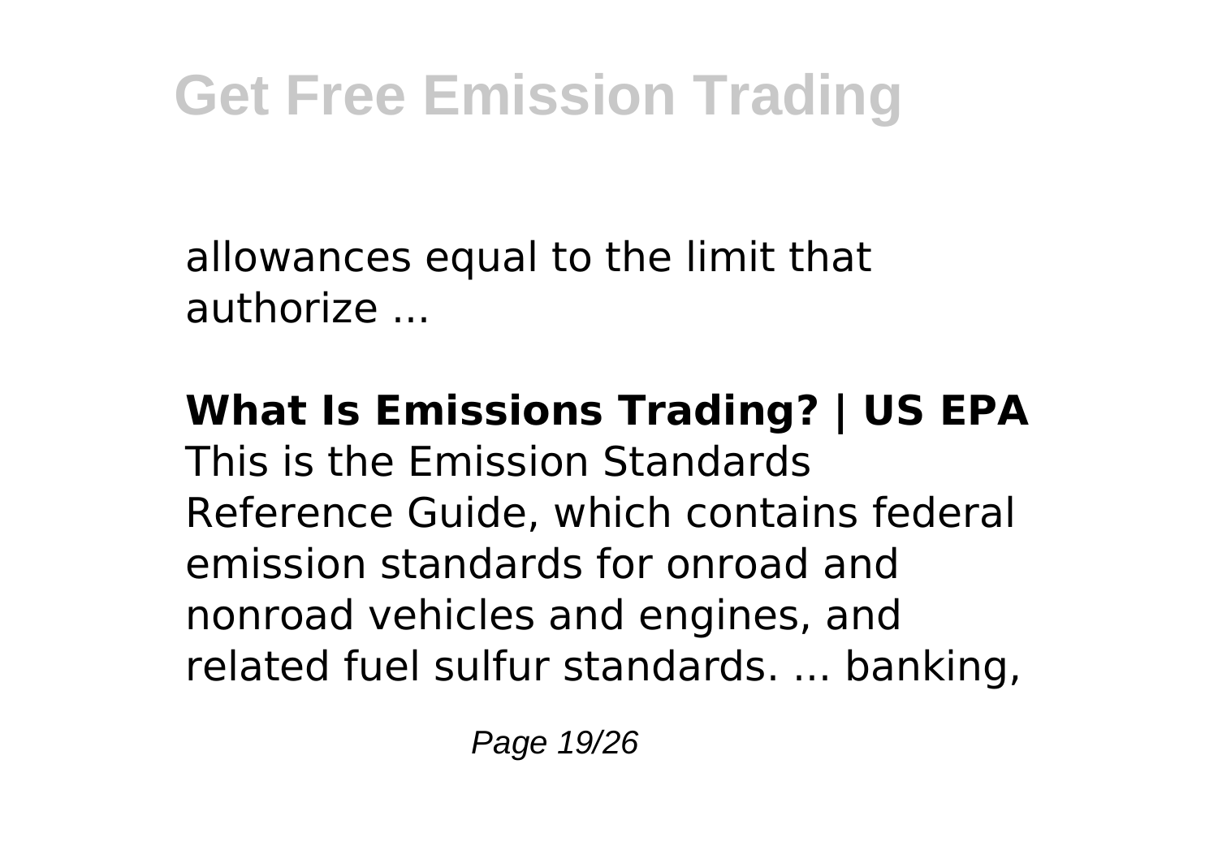allowances equal to the limit that authorize ...

**What Is Emissions Trading? | US EPA**
This is the Emission Standards Reference Guide, which contains federal emission standards for onroad and nonroad vehicles and engines, and related fuel sulfur standards. ... banking,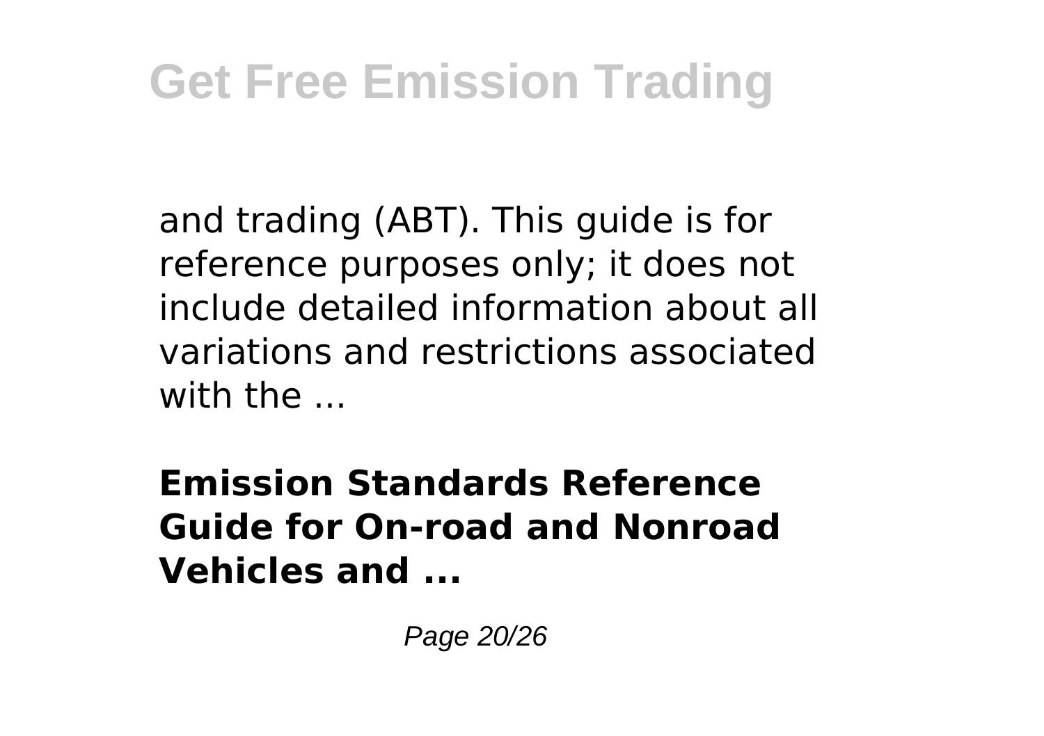and trading (ABT). This guide is for reference purposes only; it does not include detailed information about all variations and restrictions associated with the ...

**Emission Standards Reference Guide for On-road and Nonroad Vehicles and ...**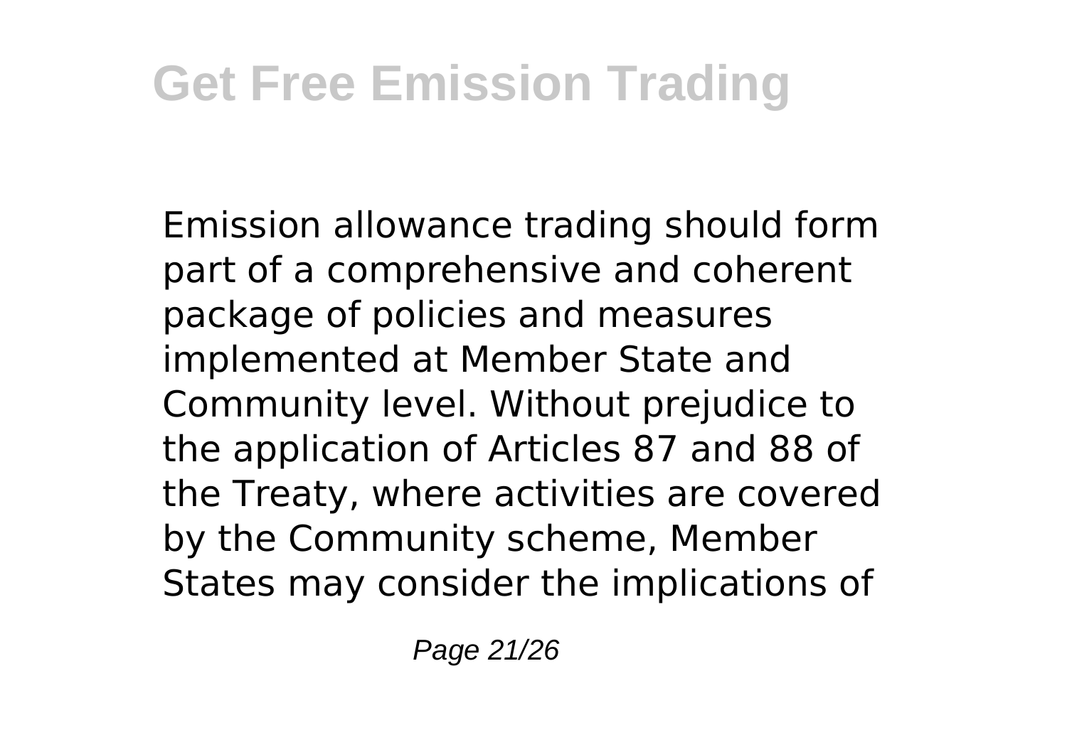Emission allowance trading should form part of a comprehensive and coherent package of policies and measures implemented at Member State and Community level. Without prejudice to the application of Articles 87 and 88 of the Treaty, where activities are covered by the Community scheme, Member States may consider the implications of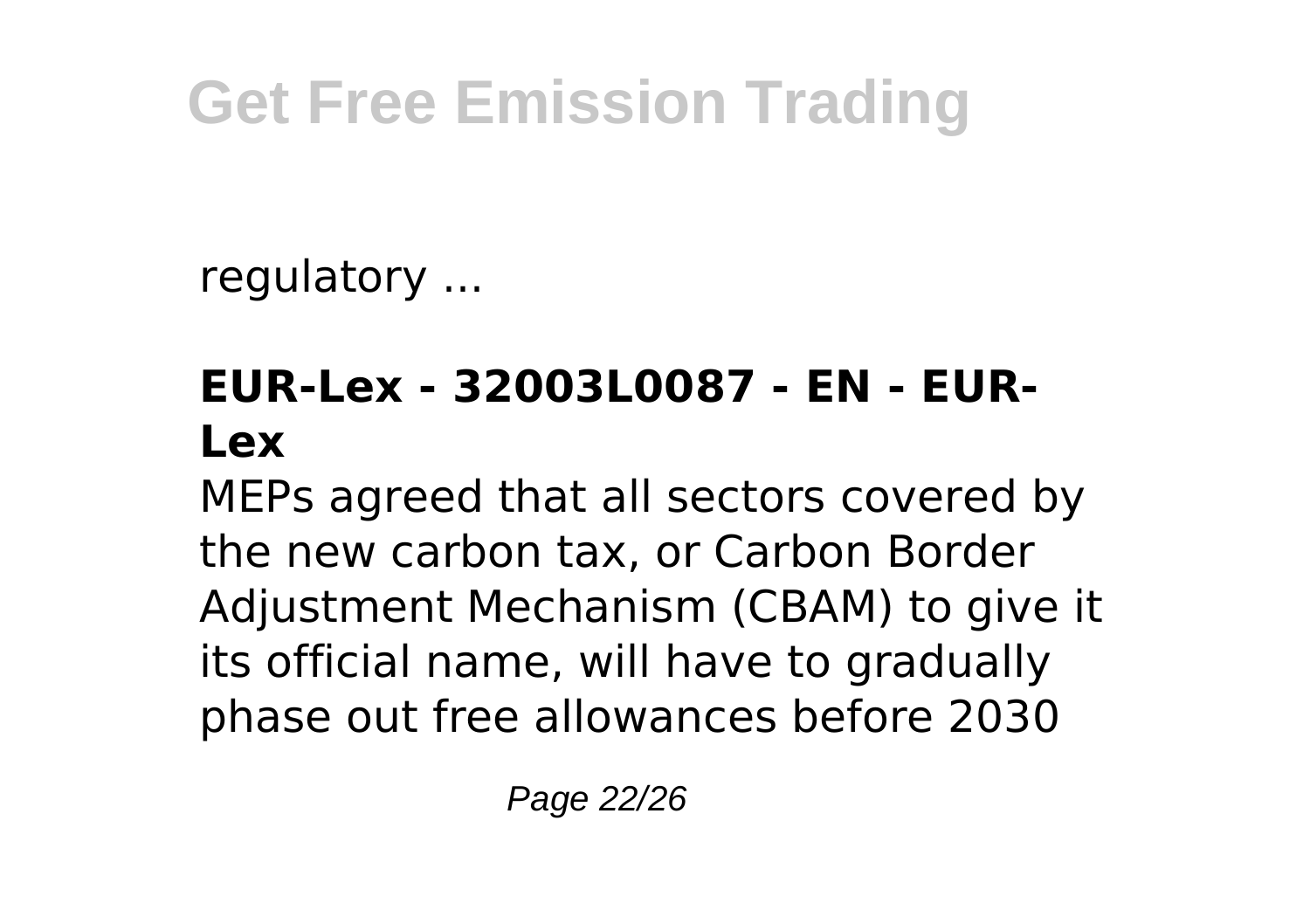regulatory ...

### EUR-Lex - 32003L0087 - EN - EUR-Lex

MEPs agreed that all sectors covered by the new carbon tax, or Carbon Border Adjustment Mechanism (CBAM) to give it its official name, will have to gradually phase out free allowances before 2030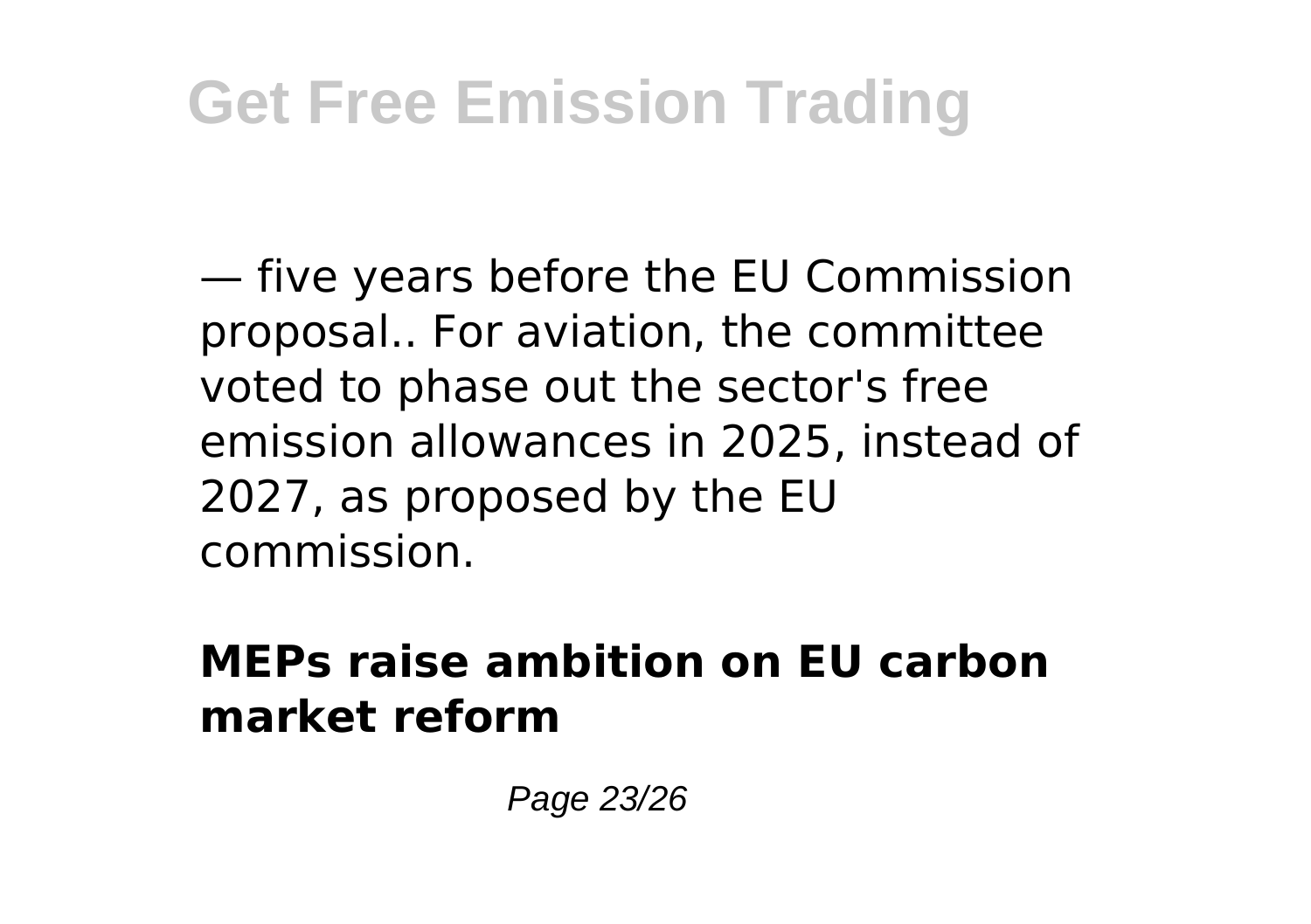— five years before the EU Commission proposal.. For aviation, the committee voted to phase out the sector's free emission allowances in 2025, instead of 2027, as proposed by the EU commission.

### **MEPs raise ambition on EU carbon market reform**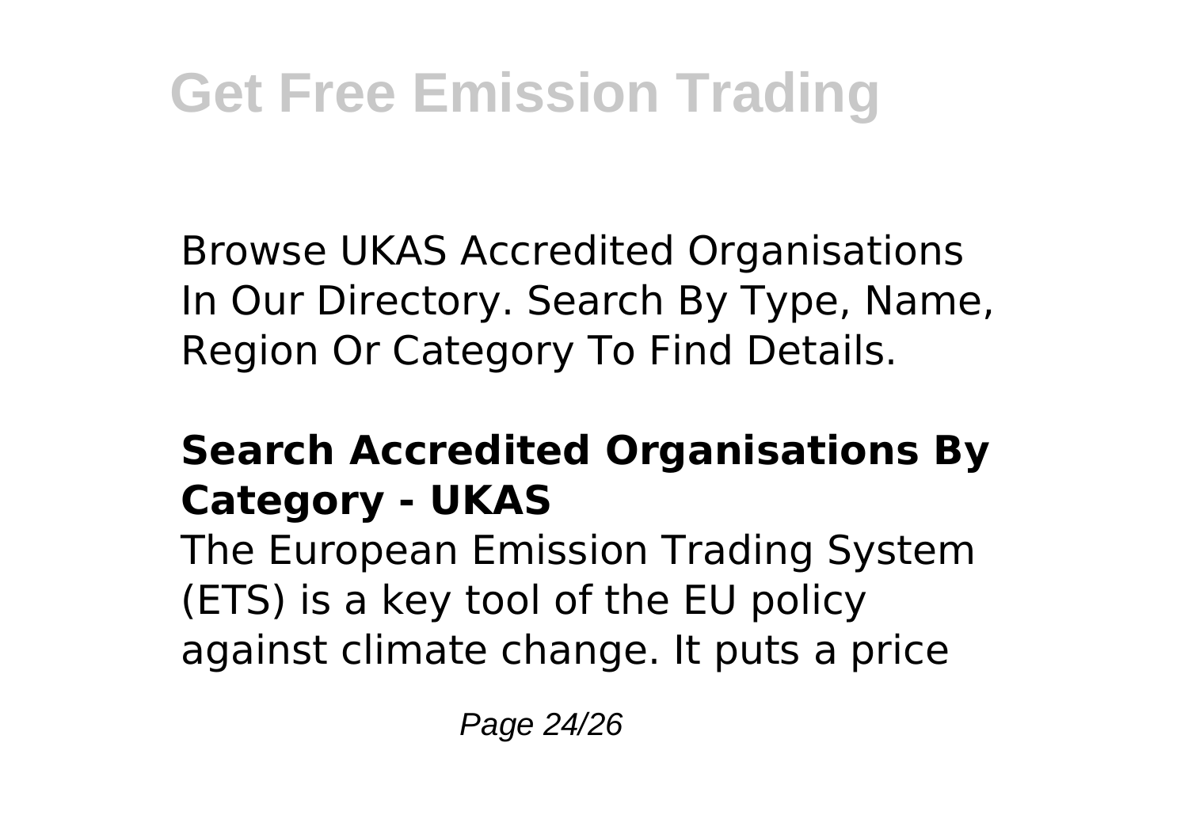Browse UKAS Accredited Organisations In Our Directory. Search By Type, Name, Region Or Category To Find Details.

## **Search Accredited Organisations By Category - UKAS**

The European Emission Trading System (ETS) is a key tool of the EU policy against climate change. It puts a price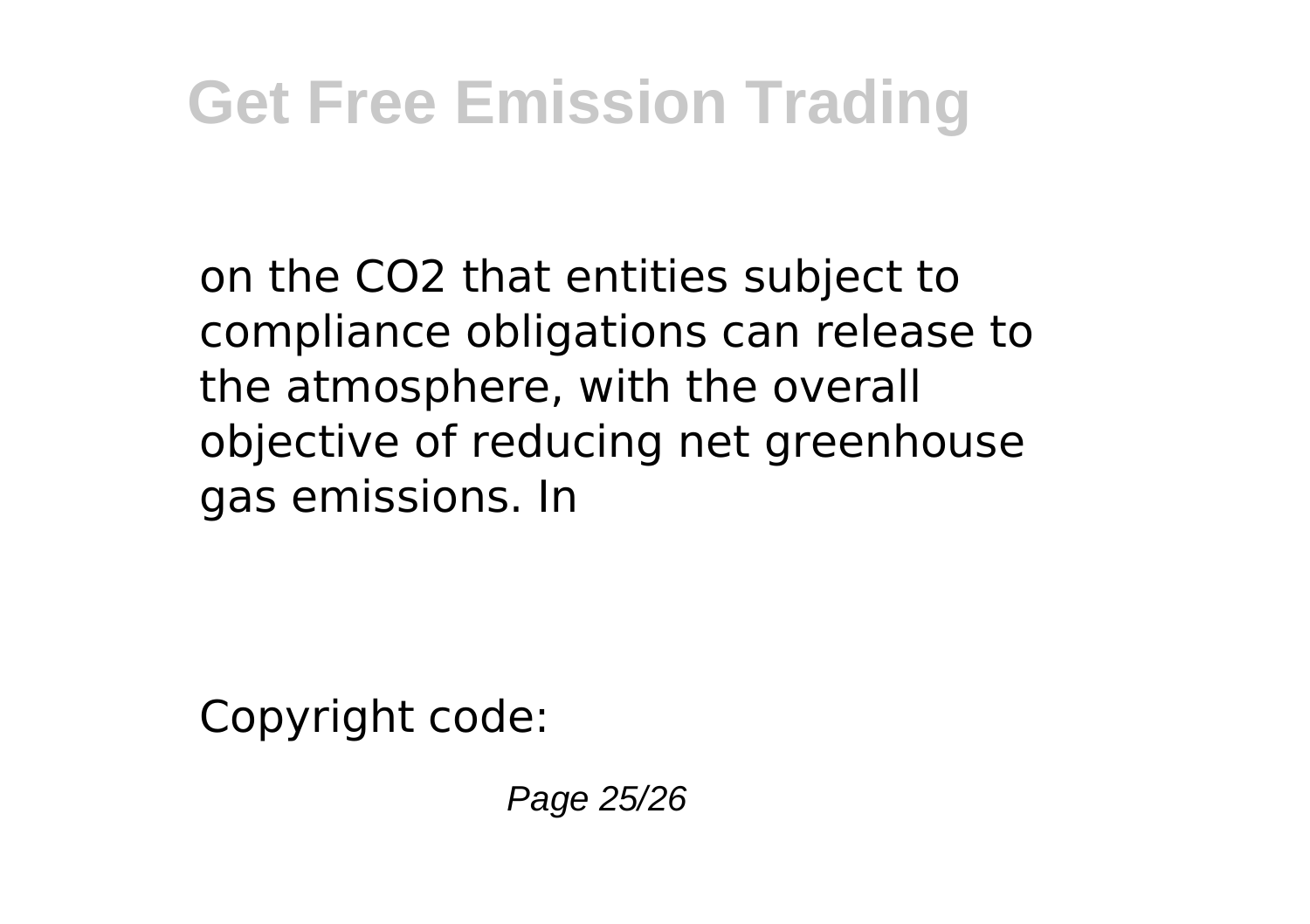on the $CO_2$ that entities subject to compliance obligations can release to the atmosphere, with the overall objective of reducing net greenhouse gas emissions. In

Copyright code: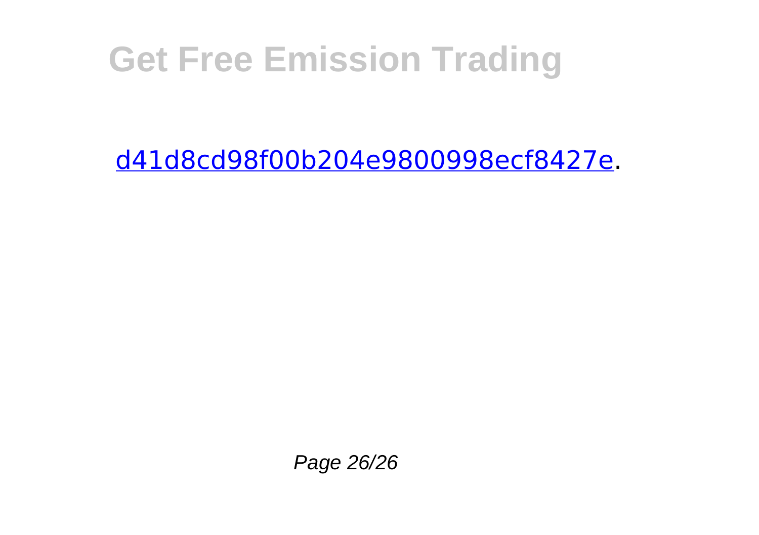d41d8cd98f00b204e9800998ecf8427e.